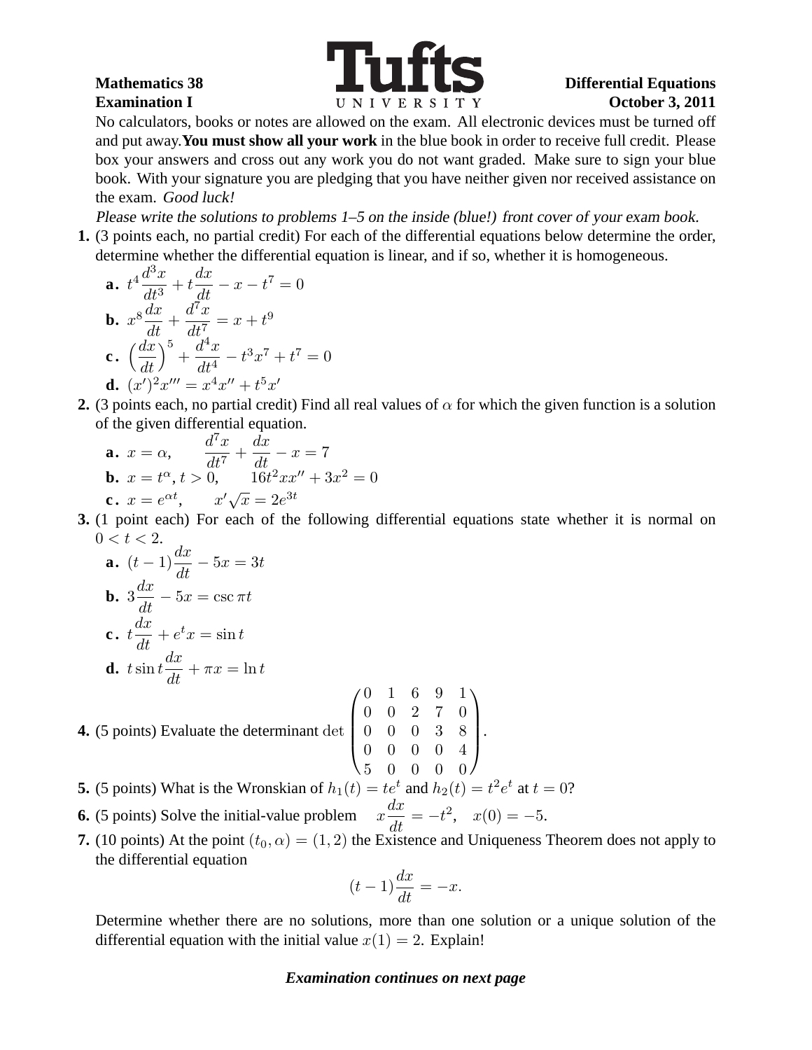**Mathematics 38** **Tufts UNIVERSITY** **Differential Equations**
**Examination I** **October 3, 2011**

No calculators, books or notes are allowed on the exam. All electronic devices must be turned off and put away. **You must show all your work** in the blue book in order to receive full credit. Please box your answers and cross out any work you do not want graded. Make sure to sign your blue book. With your signature you are pledging that you have neither given nor received assistance on the exam. *Good luck!*

*Please write the solutions to problems 1–5 on the inside (blue!) front cover of your exam book.*

**1.** (3 points each, no partial credit) For each of the differential equations below determine the order, determine whether the differential equation is linear, and if so, whether it is homogeneous.

- **a.** $t^4 \dfrac{d^3x}{dt^3} + t\dfrac{dx}{dt} - x - t^7 = 0$
- **b.** $x^8 \dfrac{dx}{dt} + \dfrac{d^7x}{dt^7} = x + t^9$
- **c.** $\left(\dfrac{dx}{dt}\right)^5 + \dfrac{d^4x}{dt^4} - t^3x^7 + t^7 = 0$
- **d.** $(x')^2x''' = x^4x'' + t^5x'$

**2.** (3 points each, no partial credit) Find all real values of $\alpha$ for which the given function is a solution of the given differential equation.

- **a.** $x = \alpha, \qquad \dfrac{d^7x}{dt^7} + \dfrac{dx}{dt} - x = 7$
- **b.** $x = t^\alpha, t > 0, \qquad 16t^2xx'' + 3x^2 = 0$
- **c.** $x = e^{\alpha t}, \qquad x'\sqrt{x} = 2e^{3t}$

**3.** (1 point each) For each of the following differential equations state whether it is normal on $0 < t < 2$.

- **a.** $(t-1)\dfrac{dx}{dt} - 5x = 3t$
- **b.** $3\dfrac{dx}{dt} - 5x = \csc \pi t$
- **c.** $t\dfrac{dx}{dt} + e^t x = \sin t$
- **d.** $t \sin t \dfrac{dx}{dt} + \pi x = \ln t$

**4.** (5 points) Evaluate the determinant $\det \begin{pmatrix} 0 & 1 & 6 & 9 & 1 \\ 0 & 0 & 2 & 7 & 0 \\ 0 & 0 & 0 & 3 & 8 \\ 0 & 0 & 0 & 0 & 4 \\ 5 & 0 & 0 & 0 & 0 \end{pmatrix}$.

**5.** (5 points) What is the Wronskian of $h_1(t) = te^t$ and $h_2(t) = t^2e^t$ at $t = 0$?

**6.** (5 points) Solve the initial-value problem $\quad x\dfrac{dx}{dt} = -t^2, \quad x(0) = -5.$

**7.** (10 points) At the point $(t_0, \alpha) = (1, 2)$ the Existence and Uniqueness Theorem does not apply to the differential equation

$$(t-1)\frac{dx}{dt} = -x.$$

Determine whether there are no solutions, more than one solution or a unique solution of the differential equation with the initial value $x(1) = 2$. Explain!

***Examination continues on next page***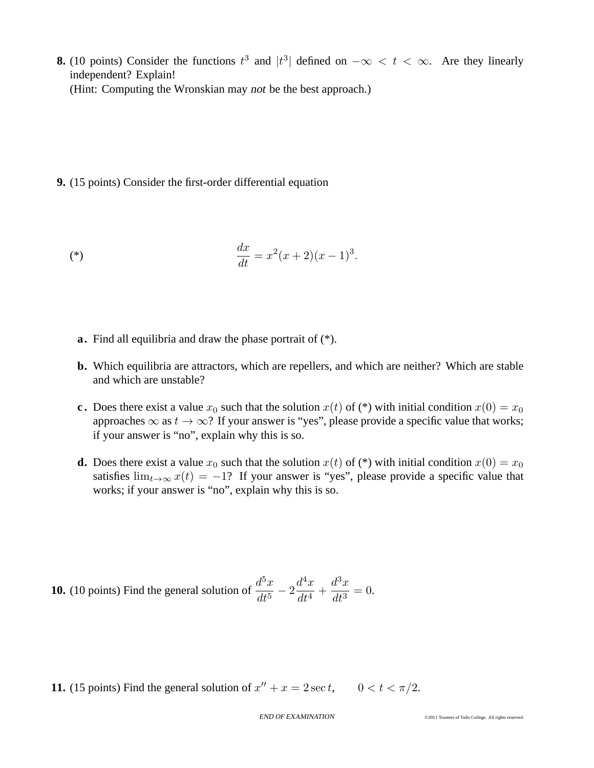**8.** (10 points) Consider the functions $t^3$ and $|t^3|$ defined on $-\infty < t < \infty$. Are they linearly independent? Explain!
(Hint: Computing the Wronskian may *not* be the best approach.)

**9.** (15 points) Consider the first-order differential equation

$$(*) \qquad \frac{dx}{dt} = x^2(x+2)(x-1)^3.$$

**a.** Find all equilibria and draw the phase portrait of (*).

**b.** Which equilibria are attractors, which are repellers, and which are neither? Which are stable and which are unstable?

**c.** Does there exist a value $x_0$ such that the solution $x(t)$ of (*) with initial condition $x(0) = x_0$ approaches $\infty$ as $t \to \infty$? If your answer is "yes", please provide a specific value that works; if your answer is "no", explain why this is so.

**d.** Does there exist a value $x_0$ such that the solution $x(t)$ of (*) with initial condition $x(0) = x_0$ satisfies $\lim_{t\to\infty} x(t) = -1$? If your answer is "yes", please provide a specific value that works; if your answer is "no", explain why this is so.

**10.** (10 points) Find the general solution of $\dfrac{d^5x}{dt^5} - 2\dfrac{d^4x}{dt^4} + \dfrac{d^3x}{dt^3} = 0.$

**11.** (15 points) Find the general solution of $x'' + x = 2\sec t, \qquad 0 < t < \pi/2.$

*END OF EXAMINATION*

©2011 Trustees of Tufts College. All rights reserved.